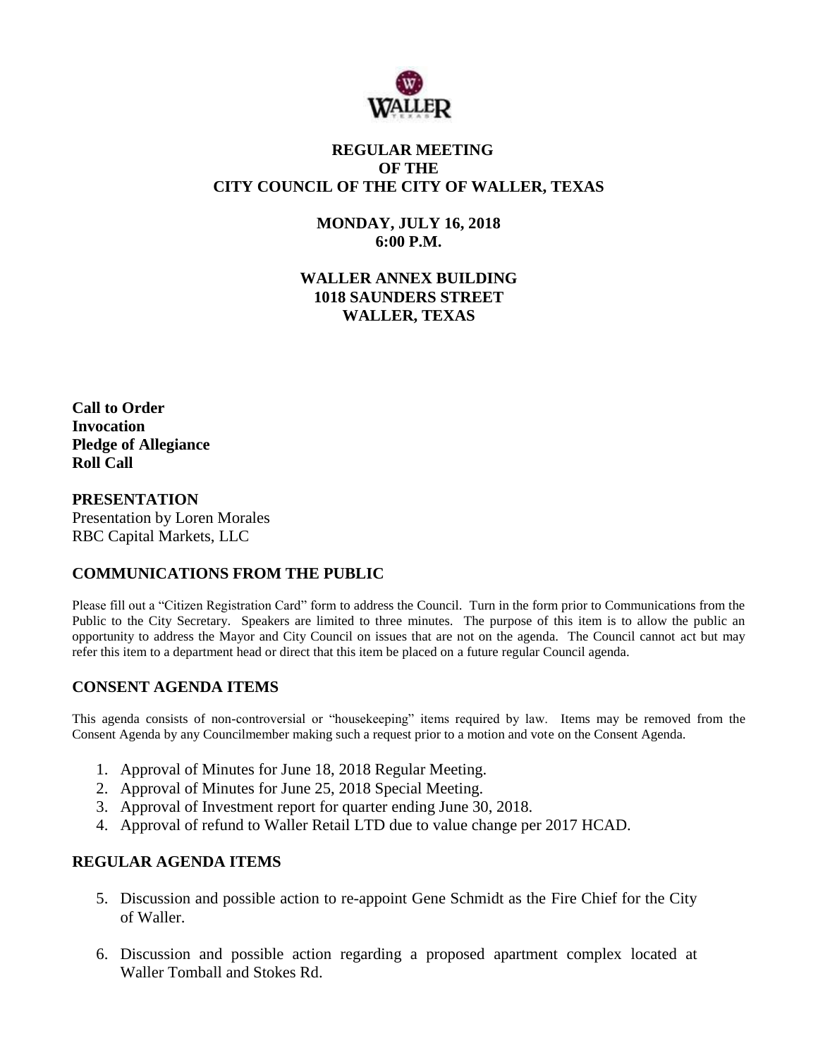# REGULAR MEETING
# OF THE
# CITY COUNCIL OF THE CITY OF WALLER, TEXAS

**MONDAY, JULY 16, 2018**
**6:00 P.M.**

**WALLER ANNEX BUILDING**
**1018 SAUNDERS STREET**
**WALLER, TEXAS**

**Call to Order**
**Invocation**
**Pledge of Allegiance**
**Roll Call**

## PRESENTATION

Presentation by Loren Morales
RBC Capital Markets, LLC

## COMMUNICATIONS FROM THE PUBLIC

Please fill out a "Citizen Registration Card" form to address the Council. Turn in the form prior to Communications from the Public to the City Secretary. Speakers are limited to three minutes. The purpose of this item is to allow the public an opportunity to address the Mayor and City Council on issues that are not on the agenda. The Council cannot act but may refer this item to a department head or direct that this item be placed on a future regular Council agenda.

## CONSENT AGENDA ITEMS

This agenda consists of non-controversial or "housekeeping" items required by law. Items may be removed from the Consent Agenda by any Councilmember making such a request prior to a motion and vote on the Consent Agenda.

1. Approval of Minutes for June 18, 2018 Regular Meeting.
2. Approval of Minutes for June 25, 2018 Special Meeting.
3. Approval of Investment report for quarter ending June 30, 2018.
4. Approval of refund to Waller Retail LTD due to value change per 2017 HCAD.

## REGULAR AGENDA ITEMS

5. Discussion and possible action to re-appoint Gene Schmidt as the Fire Chief for the City of Waller.

6. Discussion and possible action regarding a proposed apartment complex located at Waller Tomball and Stokes Rd.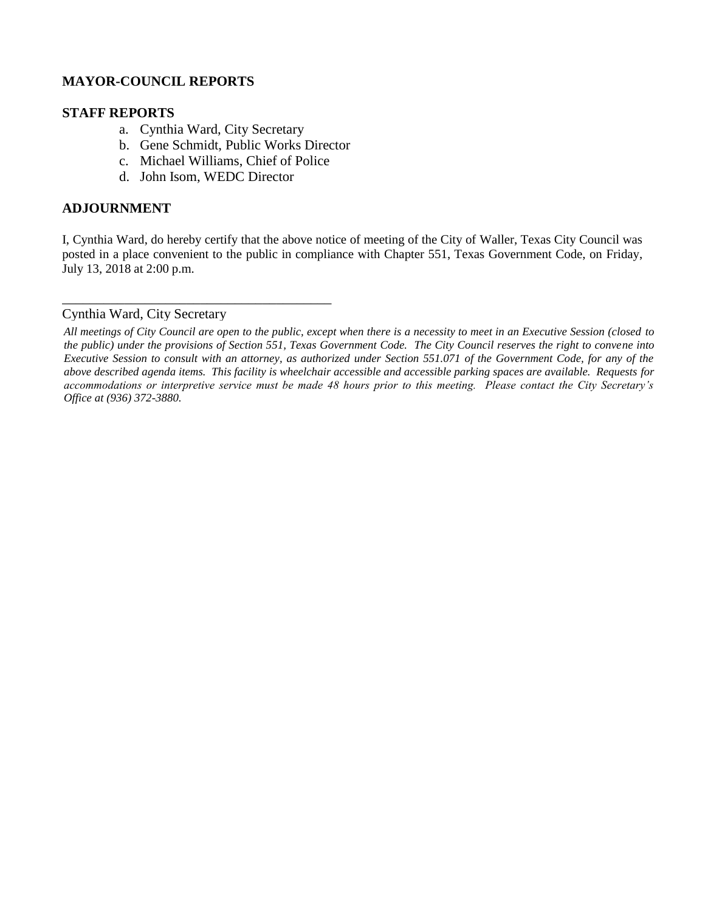## MAYOR-COUNCIL REPORTS

## STAFF REPORTS

a. Cynthia Ward, City Secretary
b. Gene Schmidt, Public Works Director
c. Michael Williams, Chief of Police
d. John Isom, WEDC Director

## ADJOURNMENT

I, Cynthia Ward, do hereby certify that the above notice of meeting of the City of Waller, Texas City Council was posted in a place convenient to the public in compliance with Chapter 551, Texas Government Code, on Friday, July 13, 2018 at 2:00 p.m.

_________________________________________

Cynthia Ward, City Secretary

*All meetings of City Council are open to the public, except when there is a necessity to meet in an Executive Session (closed to the public) under the provisions of Section 551, Texas Government Code. The City Council reserves the right to convene into Executive Session to consult with an attorney, as authorized under Section 551.071 of the Government Code, for any of the above described agenda items. This facility is wheelchair accessible and accessible parking spaces are available. Requests for accommodations or interpretive service must be made 48 hours prior to this meeting. Please contact the City Secretary's Office at (936) 372-3880.*